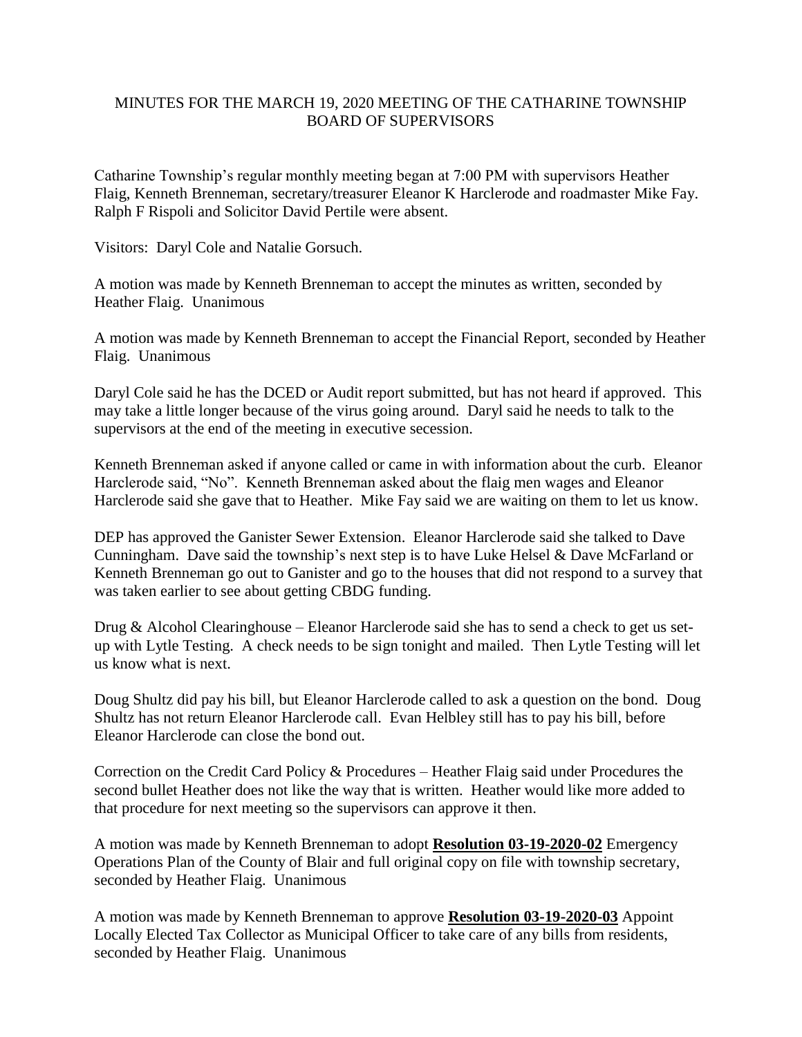# MINUTES FOR THE MARCH 19, 2020 MEETING OF THE CATHARINE TOWNSHIP BOARD OF SUPERVISORS

Catharine Township's regular monthly meeting began at 7:00 PM with supervisors Heather Flaig, Kenneth Brenneman, secretary/treasurer Eleanor K Harclerode and roadmaster Mike Fay. Ralph F Rispoli and Solicitor David Pertile were absent.

Visitors: Daryl Cole and Natalie Gorsuch.

A motion was made by Kenneth Brenneman to accept the minutes as written, seconded by Heather Flaig. Unanimous

A motion was made by Kenneth Brenneman to accept the Financial Report, seconded by Heather Flaig. Unanimous

Daryl Cole said he has the DCED or Audit report submitted, but has not heard if approved. This may take a little longer because of the virus going around. Daryl said he needs to talk to the supervisors at the end of the meeting in executive secession.

Kenneth Brenneman asked if anyone called or came in with information about the curb. Eleanor Harclerode said, "No". Kenneth Brenneman asked about the flaig men wages and Eleanor Harclerode said she gave that to Heather. Mike Fay said we are waiting on them to let us know.

DEP has approved the Ganister Sewer Extension. Eleanor Harclerode said she talked to Dave Cunningham. Dave said the township's next step is to have Luke Helsel & Dave McFarland or Kenneth Brenneman go out to Ganister and go to the houses that did not respond to a survey that was taken earlier to see about getting CBDG funding.

Drug & Alcohol Clearinghouse – Eleanor Harclerode said she has to send a check to get us set-up with Lytle Testing. A check needs to be sign tonight and mailed. Then Lytle Testing will let us know what is next.

Doug Shultz did pay his bill, but Eleanor Harclerode called to ask a question on the bond. Doug Shultz has not return Eleanor Harclerode call. Evan Helbley still has to pay his bill, before Eleanor Harclerode can close the bond out.

Correction on the Credit Card Policy & Procedures – Heather Flaig said under Procedures the second bullet Heather does not like the way that is written. Heather would like more added to that procedure for next meeting so the supervisors can approve it then.

A motion was made by Kenneth Brenneman to adopt **Resolution 03-19-2020-02** Emergency Operations Plan of the County of Blair and full original copy on file with township secretary, seconded by Heather Flaig. Unanimous

A motion was made by Kenneth Brenneman to approve **Resolution 03-19-2020-03** Appoint Locally Elected Tax Collector as Municipal Officer to take care of any bills from residents, seconded by Heather Flaig. Unanimous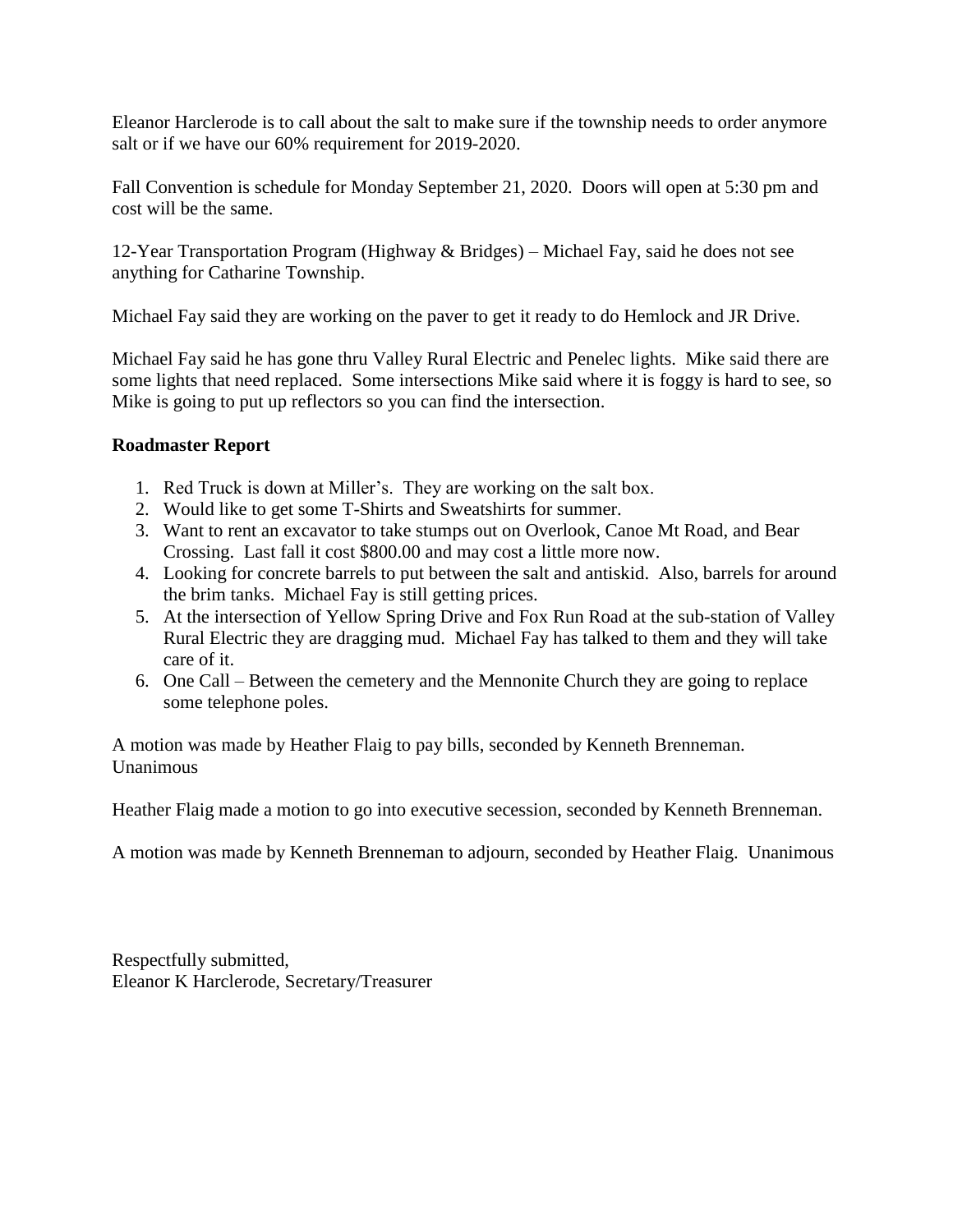Eleanor Harclerode is to call about the salt to make sure if the township needs to order anymore salt or if we have our 60% requirement for 2019-2020.

Fall Convention is schedule for Monday September 21, 2020. Doors will open at 5:30 pm and cost will be the same.

12-Year Transportation Program (Highway & Bridges) – Michael Fay, said he does not see anything for Catharine Township.

Michael Fay said they are working on the paver to get it ready to do Hemlock and JR Drive.

Michael Fay said he has gone thru Valley Rural Electric and Penelec lights. Mike said there are some lights that need replaced. Some intersections Mike said where it is foggy is hard to see, so Mike is going to put up reflectors so you can find the intersection.

**Roadmaster Report**

1. Red Truck is down at Miller's. They are working on the salt box.
2. Would like to get some T-Shirts and Sweatshirts for summer.
3. Want to rent an excavator to take stumps out on Overlook, Canoe Mt Road, and Bear Crossing. Last fall it cost $800.00 and may cost a little more now.
4. Looking for concrete barrels to put between the salt and antiskid. Also, barrels for around the brim tanks. Michael Fay is still getting prices.
5. At the intersection of Yellow Spring Drive and Fox Run Road at the sub-station of Valley Rural Electric they are dragging mud. Michael Fay has talked to them and they will take care of it.
6. One Call – Between the cemetery and the Mennonite Church they are going to replace some telephone poles.

A motion was made by Heather Flaig to pay bills, seconded by Kenneth Brenneman. Unanimous

Heather Flaig made a motion to go into executive secession, seconded by Kenneth Brenneman.

A motion was made by Kenneth Brenneman to adjourn, seconded by Heather Flaig. Unanimous

Respectfully submitted,
Eleanor K Harclerode, Secretary/Treasurer